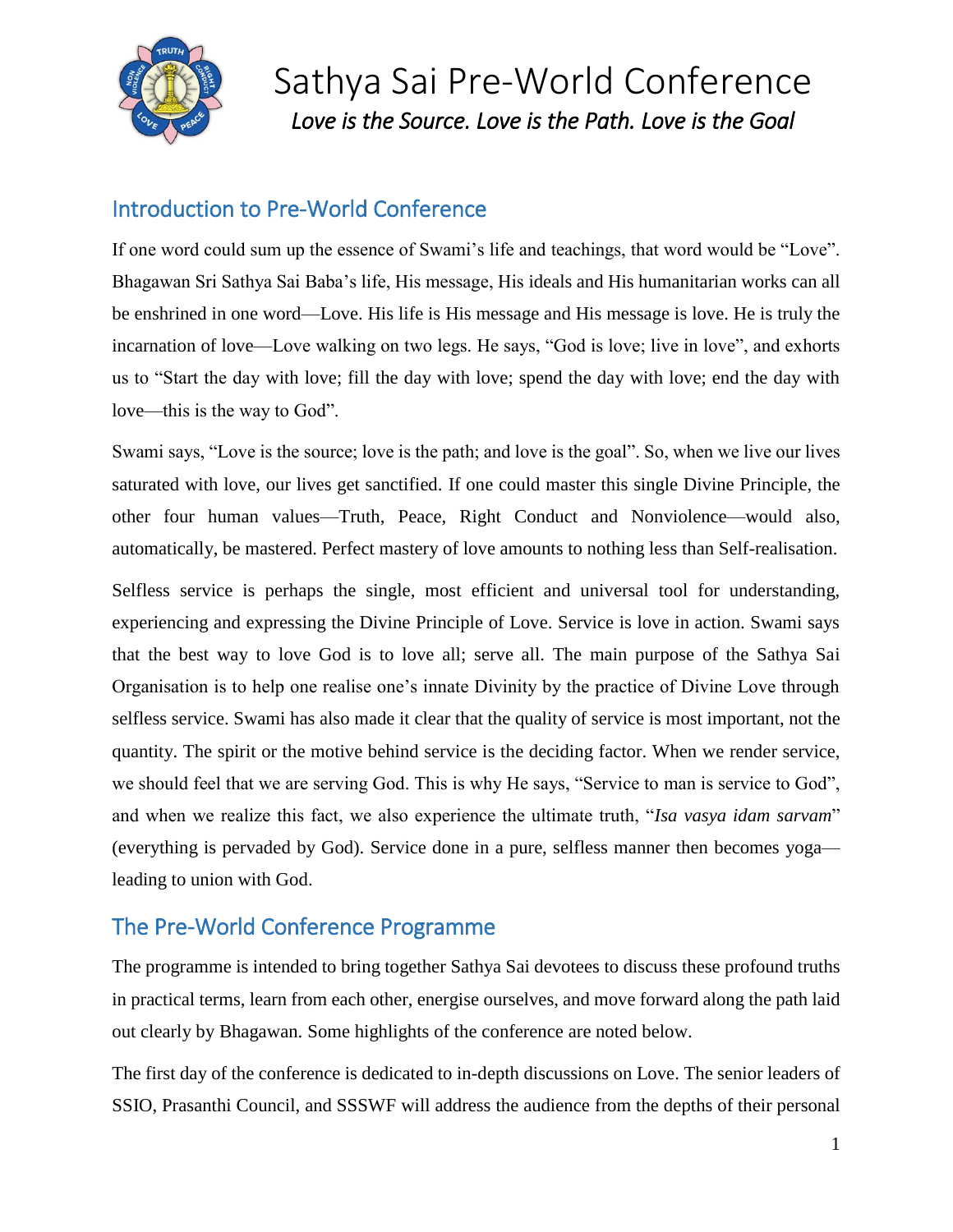# Sathya Sai Pre-World Conference

*Love is the Source. Love is the Path. Love is the Goal*

## Introduction to Pre-World Conference

If one word could sum up the essence of Swami's life and teachings, that word would be "Love". Bhagawan Sri Sathya Sai Baba's life, His message, His ideals and His humanitarian works can all be enshrined in one word—Love. His life is His message and His message is love. He is truly the incarnation of love—Love walking on two legs. He says, "God is love; live in love", and exhorts us to "Start the day with love; fill the day with love; spend the day with love; end the day with love—this is the way to God".

Swami says, "Love is the source; love is the path; and love is the goal". So, when we live our lives saturated with love, our lives get sanctified. If one could master this single Divine Principle, the other four human values—Truth, Peace, Right Conduct and Nonviolence—would also, automatically, be mastered. Perfect mastery of love amounts to nothing less than Self-realisation.

Selfless service is perhaps the single, most efficient and universal tool for understanding, experiencing and expressing the Divine Principle of Love. Service is love in action. Swami says that the best way to love God is to love all; serve all. The main purpose of the Sathya Sai Organisation is to help one realise one's innate Divinity by the practice of Divine Love through selfless service. Swami has also made it clear that the quality of service is most important, not the quantity. The spirit or the motive behind service is the deciding factor. When we render service, we should feel that we are serving God. This is why He says, "Service to man is service to God", and when we realize this fact, we also experience the ultimate truth, "*Isa vasya idam sarvam*" (everything is pervaded by God). Service done in a pure, selfless manner then becomes yoga—leading to union with God.

## The Pre-World Conference Programme

The programme is intended to bring together Sathya Sai devotees to discuss these profound truths in practical terms, learn from each other, energise ourselves, and move forward along the path laid out clearly by Bhagawan. Some highlights of the conference are noted below.

The first day of the conference is dedicated to in-depth discussions on Love. The senior leaders of SSIO, Prasanthi Council, and SSSWF will address the audience from the depths of their personal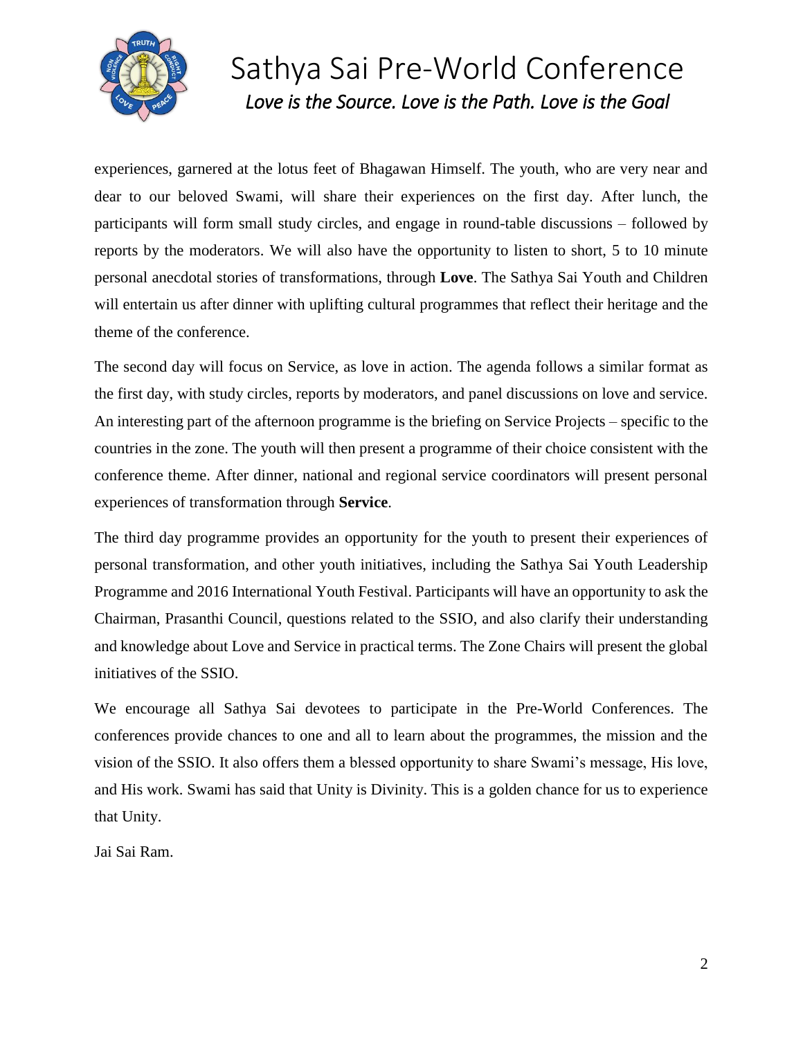experiences, garnered at the lotus feet of Bhagawan Himself. The youth, who are very near and dear to our beloved Swami, will share their experiences on the first day. After lunch, the participants will form small study circles, and engage in round-table discussions – followed by reports by the moderators. We will also have the opportunity to listen to short, 5 to 10 minute personal anecdotal stories of transformations, through **Love**. The Sathya Sai Youth and Children will entertain us after dinner with uplifting cultural programmes that reflect their heritage and the theme of the conference.

The second day will focus on Service, as love in action. The agenda follows a similar format as the first day, with study circles, reports by moderators, and panel discussions on love and service. An interesting part of the afternoon programme is the briefing on Service Projects – specific to the countries in the zone. The youth will then present a programme of their choice consistent with the conference theme. After dinner, national and regional service coordinators will present personal experiences of transformation through **Service**.

The third day programme provides an opportunity for the youth to present their experiences of personal transformation, and other youth initiatives, including the Sathya Sai Youth Leadership Programme and 2016 International Youth Festival. Participants will have an opportunity to ask the Chairman, Prasanthi Council, questions related to the SSIO, and also clarify their understanding and knowledge about Love and Service in practical terms. The Zone Chairs will present the global initiatives of the SSIO.

We encourage all Sathya Sai devotees to participate in the Pre-World Conferences. The conferences provide chances to one and all to learn about the programmes, the mission and the vision of the SSIO. It also offers them a blessed opportunity to share Swami's message, His love, and His work. Swami has said that Unity is Divinity. This is a golden chance for us to experience that Unity.

Jai Sai Ram.